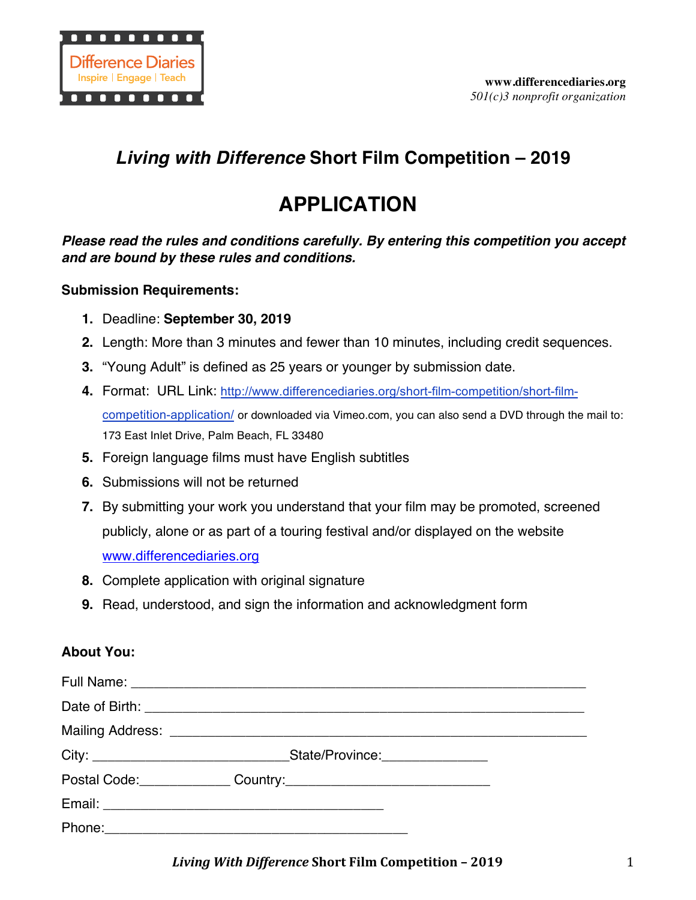Difference Diaries
Inspire | Engage | Teach

www.differencediaries.org
*501(c)3 nonprofit organization*

## *Living with Difference* Short Film Competition – 2019

# APPLICATION

***Please read the rules and conditions carefully. By entering this competition you accept and are bound by these rules and conditions.***

**Submission Requirements:**

1. Deadline: **September 30, 2019**
2. Length: More than 3 minutes and fewer than 10 minutes, including credit sequences.
3. "Young Adult" is defined as 25 years or younger by submission date.
4. Format: URL Link: http://www.differencediaries.org/short-film-competition/short-film-competition-application/ or downloaded via Vimeo.com, you can also send a DVD through the mail to: 173 East Inlet Drive, Palm Beach, FL 33480
5. Foreign language films must have English subtitles
6. Submissions will not be returned
7. By submitting your work you understand that your film may be promoted, screened publicly, alone or as part of a touring festival and/or displayed on the website www.differencediaries.org
8. Complete application with original signature
9. Read, understood, and sign the information and acknowledgment form

**About You:**

Full Name: ____________________________________________________________

Date of Birth: __________________________________________________________

Mailing Address: ______________________________________________________

City: __________________________ State/Province: ______________

Postal Code: ____________ Country: ____________________________

Email: _____________________________________

Phone: _________________________________________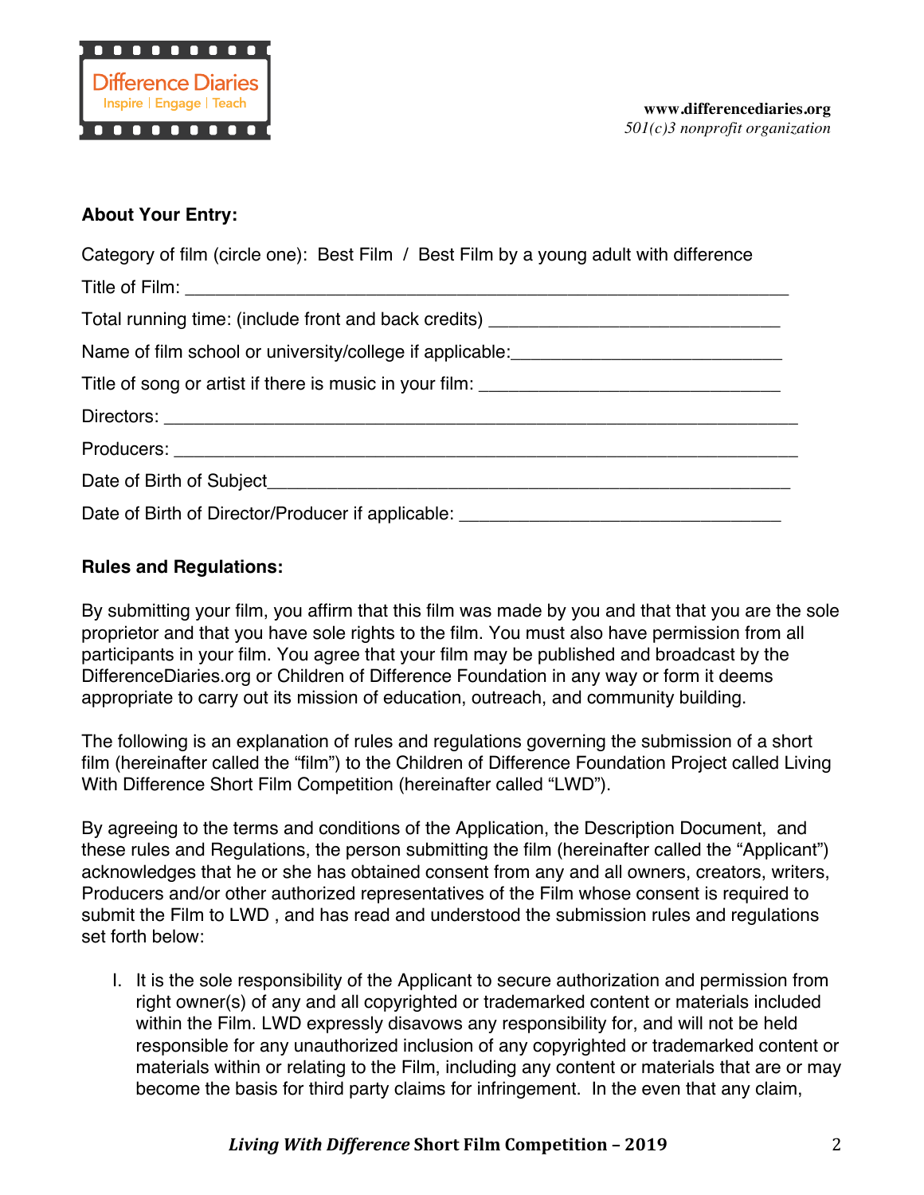### About Your Entry:

Category of film (circle one): Best Film / Best Film by a young adult with difference

Title of Film: ___________________________________________________________

Total running time: (include front and back credits) ____________________________

Name of film school or university/college if applicable:___________________________

Title of song or artist if there is music in your film: _____________________________

Directors: _______________________________________________________________

Producers: ______________________________________________________________

Date of Birth of Subject____________________________________________________

Date of Birth of Director/Producer if applicable: ______________________________

### Rules and Regulations:

By submitting your film, you affirm that this film was made by you and that that you are the sole proprietor and that you have sole rights to the film. You must also have permission from all participants in your film. You agree that your film may be published and broadcast by the DifferenceDiaries.org or Children of Difference Foundation in any way or form it deems appropriate to carry out its mission of education, outreach, and community building.

The following is an explanation of rules and regulations governing the submission of a short film (hereinafter called the "film") to the Children of Difference Foundation Project called Living With Difference Short Film Competition (hereinafter called "LWD").

By agreeing to the terms and conditions of the Application, the Description Document, and these rules and Regulations, the person submitting the film (hereinafter called the "Applicant") acknowledges that he or she has obtained consent from any and all owners, creators, writers, Producers and/or other authorized representatives of the Film whose consent is required to submit the Film to LWD , and has read and understood the submission rules and regulations set forth below:

I. It is the sole responsibility of the Applicant to secure authorization and permission from right owner(s) of any and all copyrighted or trademarked content or materials included within the Film. LWD expressly disavows any responsibility for, and will not be held responsible for any unauthorized inclusion of any copyrighted or trademarked content or materials within or relating to the Film, including any content or materials that are or may become the basis for third party claims for infringement. In the even that any claim,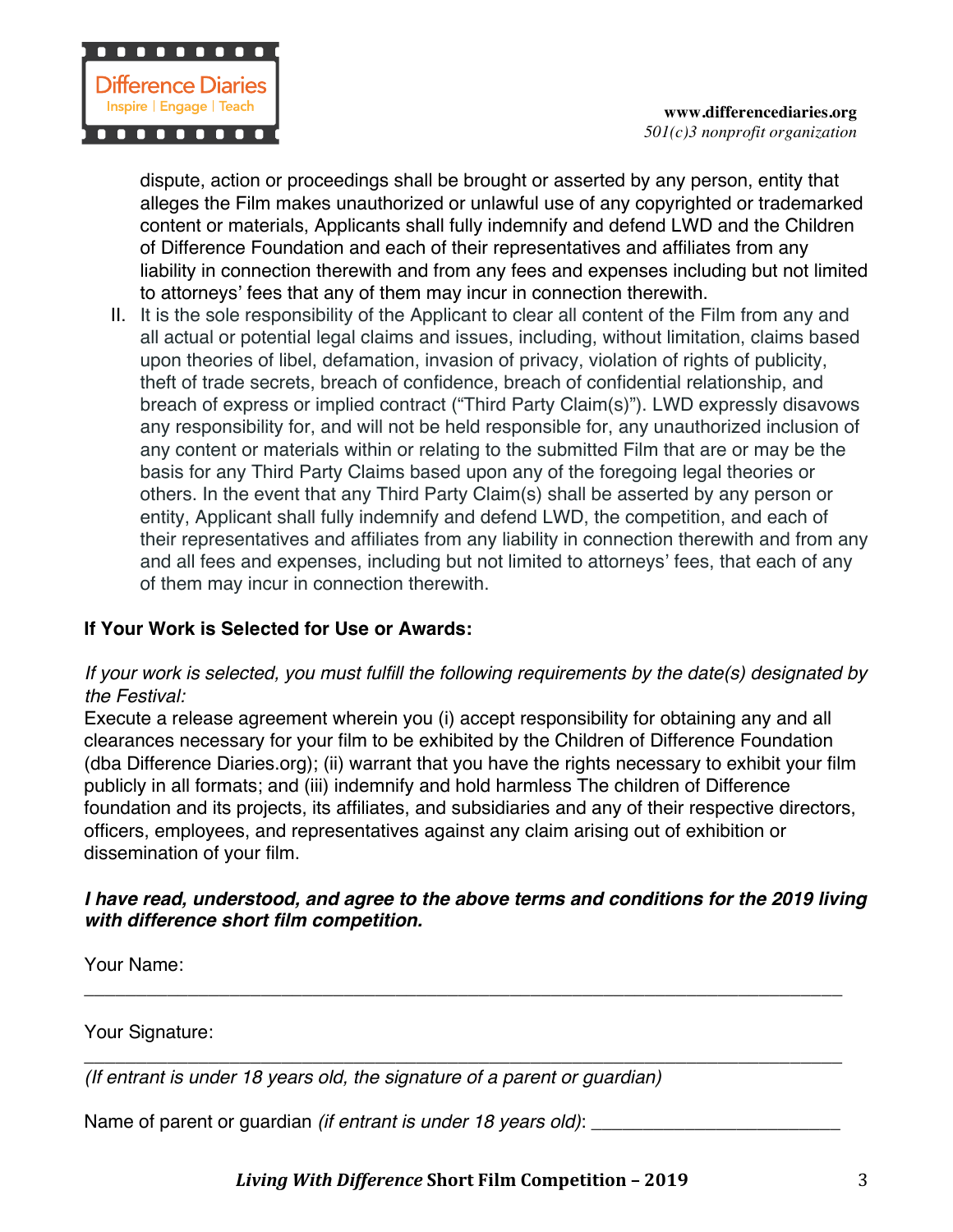dispute, action or proceedings shall be brought or asserted by any person, entity that alleges the Film makes unauthorized or unlawful use of any copyrighted or trademarked content or materials, Applicants shall fully indemnify and defend LWD and the Children of Difference Foundation and each of their representatives and affiliates from any liability in connection therewith and from any fees and expenses including but not limited to attorneys' fees that any of them may incur in connection therewith.

II. It is the sole responsibility of the Applicant to clear all content of the Film from any and all actual or potential legal claims and issues, including, without limitation, claims based upon theories of libel, defamation, invasion of privacy, violation of rights of publicity, theft of trade secrets, breach of confidence, breach of confidential relationship, and breach of express or implied contract ("Third Party Claim(s)"). LWD expressly disavows any responsibility for, and will not be held responsible for, any unauthorized inclusion of any content or materials within or relating to the submitted Film that are or may be the basis for any Third Party Claims based upon any of the foregoing legal theories or others. In the event that any Third Party Claim(s) shall be asserted by any person or entity, Applicant shall fully indemnify and defend LWD, the competition, and each of their representatives and affiliates from any liability in connection therewith and from any and all fees and expenses, including but not limited to attorneys' fees, that each of any of them may incur in connection therewith.

**If Your Work is Selected for Use or Awards:**

*If your work is selected, you must fulfill the following requirements by the date(s) designated by the Festival:*

Execute a release agreement wherein you (i) accept responsibility for obtaining any and all clearances necessary for your film to be exhibited by the Children of Difference Foundation (dba Difference Diaries.org); (ii) warrant that you have the rights necessary to exhibit your film publicly in all formats; and (iii) indemnify and hold harmless The children of Difference foundation and its projects, its affiliates, and subsidiaries and any of their respective directors, officers, employees, and representatives against any claim arising out of exhibition or dissemination of your film.

***I have read, understood, and agree to the above terms and conditions for the 2019 living with difference short film competition.***

Your Name:

______________________________________________________________________

Your Signature:

______________________________________________________________________

*(If entrant is under 18 years old, the signature of a parent or guardian)*

Name of parent or guardian *(if entrant is under 18 years old)*: ________________________